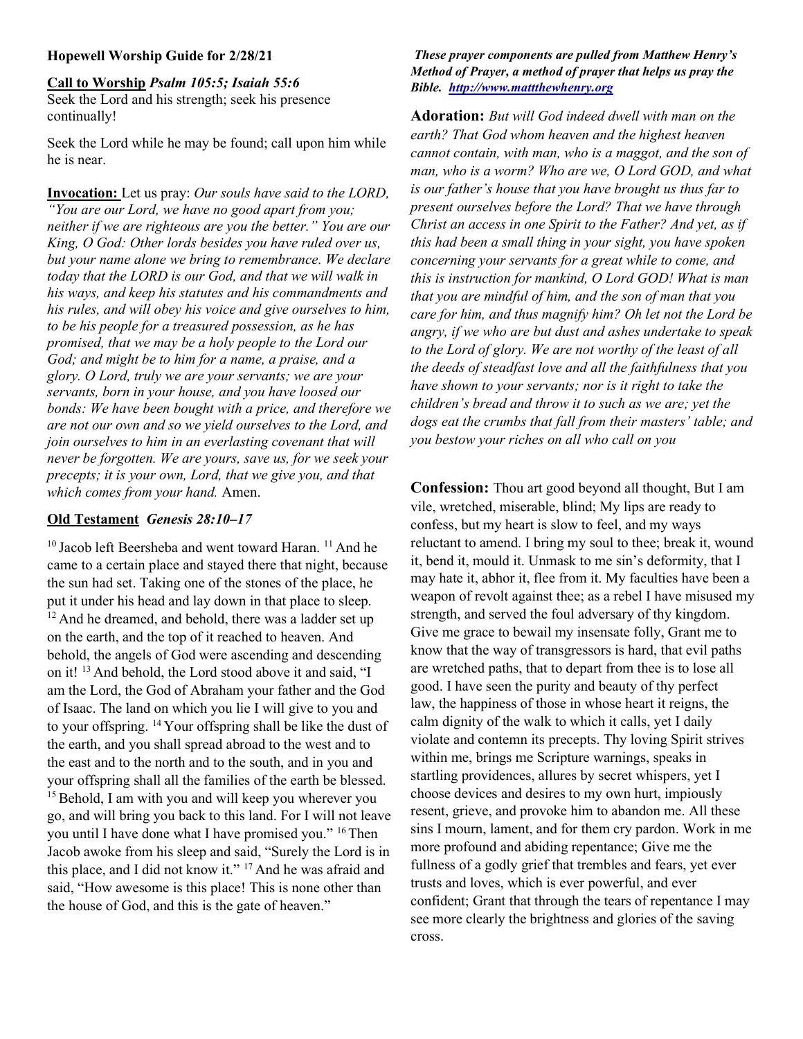**Hopewell Worship Guide for 2/28/21**

**Call to Worship** ***Psalm 105:5; Isaiah 55:6***

Seek the Lord and his strength; seek his presence continually!

Seek the Lord while he may be found; call upon him while he is near.

**Invocation:** Let us pray: *Our souls have said to the LORD, "You are our Lord, we have no good apart from you; neither if we are righteous are you the better." You are our King, O God: Other lords besides you have ruled over us, but your name alone we bring to remembrance. We declare today that the LORD is our God, and that we will walk in his ways, and keep his statutes and his commandments and his rules, and will obey his voice and give ourselves to him, to be his people for a treasured possession, as he has promised, that we may be a holy people to the Lord our God; and might be to him for a name, a praise, and a glory. O Lord, truly we are your servants; we are your servants, born in your house, and you have loosed our bonds: We have been bought with a price, and therefore we are not our own and so we yield ourselves to the Lord, and join ourselves to him in an everlasting covenant that will never be forgotten. We are yours, save us, for we seek your precepts; it is your own, Lord, that we give you, and that which comes from your hand.* Amen.

**Old Testament** ***Genesis 28:10–17***

[10] Jacob left Beersheba and went toward Haran. [11] And he came to a certain place and stayed there that night, because the sun had set. Taking one of the stones of the place, he put it under his head and lay down in that place to sleep. [12] And he dreamed, and behold, there was a ladder set up on the earth, and the top of it reached to heaven. And behold, the angels of God were ascending and descending on it! [13] And behold, the Lord stood above it and said, "I am the Lord, the God of Abraham your father and the God of Isaac. The land on which you lie I will give to you and to your offspring. [14] Your offspring shall be like the dust of the earth, and you shall spread abroad to the west and to the east and to the north and to the south, and in you and your offspring shall all the families of the earth be blessed. [15] Behold, I am with you and will keep you wherever you go, and will bring you back to this land. For I will not leave you until I have done what I have promised you." [16] Then Jacob awoke from his sleep and said, "Surely the Lord is in this place, and I did not know it." [17] And he was afraid and said, "How awesome is this place! This is none other than the house of God, and this is the gate of heaven."

***These prayer components are pulled from Matthew Henry's Method of Prayer, a method of prayer that helps us pray the Bible. http://www.mattthewhenry.org***

**Adoration:** *But will God indeed dwell with man on the earth? That God whom heaven and the highest heaven cannot contain, with man, who is a maggot, and the son of man, who is a worm? Who are we, O Lord GOD, and what is our father's house that you have brought us thus far to present ourselves before the Lord? That we have through Christ an access in one Spirit to the Father? And yet, as if this had been a small thing in your sight, you have spoken concerning your servants for a great while to come, and this is instruction for mankind, O Lord GOD! What is man that you are mindful of him, and the son of man that you care for him, and thus magnify him? Oh let not the Lord be angry, if we who are but dust and ashes undertake to speak to the Lord of glory. We are not worthy of the least of all the deeds of steadfast love and all the faithfulness that you have shown to your servants; nor is it right to take the children's bread and throw it to such as we are; yet the dogs eat the crumbs that fall from their masters' table; and you bestow your riches on all who call on you*

**Confession:** Thou art good beyond all thought, But I am vile, wretched, miserable, blind; My lips are ready to confess, but my heart is slow to feel, and my ways reluctant to amend. I bring my soul to thee; break it, wound it, bend it, mould it. Unmask to me sin's deformity, that I may hate it, abhor it, flee from it. My faculties have been a weapon of revolt against thee; as a rebel I have misused my strength, and served the foul adversary of thy kingdom. Give me grace to bewail my insensate folly, Grant me to know that the way of transgressors is hard, that evil paths are wretched paths, that to depart from thee is to lose all good. I have seen the purity and beauty of thy perfect law, the happiness of those in whose heart it reigns, the calm dignity of the walk to which it calls, yet I daily violate and contemn its precepts. Thy loving Spirit strives within me, brings me Scripture warnings, speaks in startling providences, allures by secret whispers, yet I choose devices and desires to my own hurt, impiously resent, grieve, and provoke him to abandon me. All these sins I mourn, lament, and for them cry pardon. Work in me more profound and abiding repentance; Give me the fullness of a godly grief that trembles and fears, yet ever trusts and loves, which is ever powerful, and ever confident; Grant that through the tears of repentance I may see more clearly the brightness and glories of the saving cross.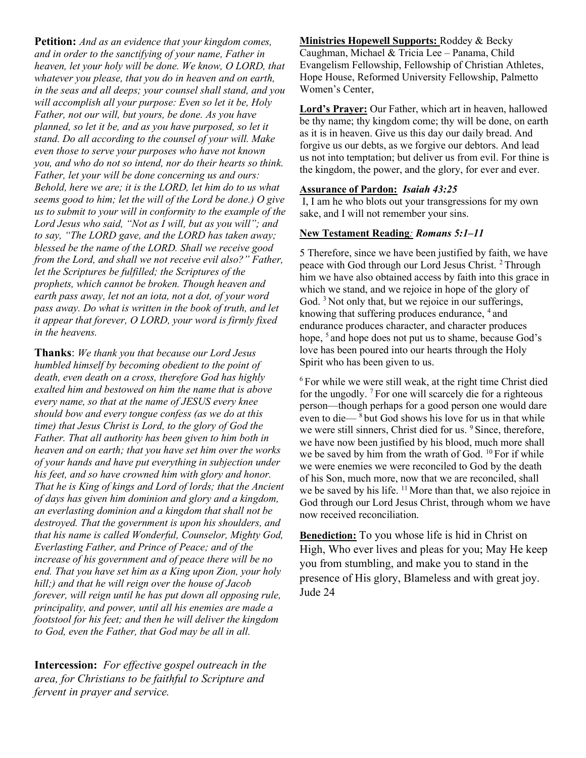**Petition:** *And as an evidence that your kingdom comes, and in order to the sanctifying of your name, Father in heaven, let your holy will be done. We know, O LORD, that whatever you please, that you do in heaven and on earth, in the seas and all deeps; your counsel shall stand, and you will accomplish all your purpose: Even so let it be, Holy Father, not our will, but yours, be done. As you have planned, so let it be, and as you have purposed, so let it stand. Do all according to the counsel of your will. Make even those to serve your purposes who have not known you, and who do not so intend, nor do their hearts so think. Father, let your will be done concerning us and ours: Behold, here we are; it is the LORD, let him do to us what seems good to him; let the will of the Lord be done.) O give us to submit to your will in conformity to the example of the Lord Jesus who said, "Not as I will, but as you will"; and to say, "The LORD gave, and the LORD has taken away; blessed be the name of the LORD. Shall we receive good from the Lord, and shall we not receive evil also?" Father, let the Scriptures be fulfilled; the Scriptures of the prophets, which cannot be broken. Though heaven and earth pass away, let not an iota, not a dot, of your word pass away. Do what is written in the book of truth, and let it appear that forever, O LORD, your word is firmly fixed in the heavens.*

**Thanks**: *We thank you that because our Lord Jesus humbled himself by becoming obedient to the point of death, even death on a cross, therefore God has highly exalted him and bestowed on him the name that is above every name, so that at the name of JESUS every knee should bow and every tongue confess (as we do at this time) that Jesus Christ is Lord, to the glory of God the Father. That all authority has been given to him both in heaven and on earth; that you have set him over the works of your hands and have put everything in subjection under his feet, and so have crowned him with glory and honor. That he is King of kings and Lord of lords; that the Ancient of days has given him dominion and glory and a kingdom, an everlasting dominion and a kingdom that shall not be destroyed. That the government is upon his shoulders, and that his name is called Wonderful, Counselor, Mighty God, Everlasting Father, and Prince of Peace; and of the increase of his government and of peace there will be no end. That you have set him as a King upon Zion, your holy hill;) and that he will reign over the house of Jacob forever, will reign until he has put down all opposing rule, principality, and power, until all his enemies are made a footstool for his feet; and then he will deliver the kingdom to God, even the Father, that God may be all in all.*

**Intercession:** *For effective gospel outreach in the area, for Christians to be faithful to Scripture and fervent in prayer and service.*

**Ministries Hopewell Supports:** Roddey & Becky Caughman, Michael & Tricia Lee – Panama, Child Evangelism Fellowship, Fellowship of Christian Athletes, Hope House, Reformed University Fellowship, Palmetto Women's Center,

**Lord's Prayer:** Our Father, which art in heaven, hallowed be thy name; thy kingdom come; thy will be done, on earth as it is in heaven. Give us this day our daily bread. And forgive us our debts, as we forgive our debtors. And lead us not into temptation; but deliver us from evil. For thine is the kingdom, the power, and the glory, for ever and ever.

**Assurance of Pardon:** ***Isaiah 43:25***

I, I am he who blots out your transgressions for my own sake, and I will not remember your sins.

**New Testament Reading**: ***Romans 5:1–11***

5 Therefore, since we have been justified by faith, we have peace with God through our Lord Jesus Christ. [2] Through him we have also obtained access by faith into this grace in which we stand, and we rejoice in hope of the glory of God. [3] Not only that, but we rejoice in our sufferings, knowing that suffering produces endurance, [4] and endurance produces character, and character produces hope, [5] and hope does not put us to shame, because God's love has been poured into our hearts through the Holy Spirit who has been given to us.

[6] For while we were still weak, at the right time Christ died for the ungodly. [7] For one will scarcely die for a righteous person—though perhaps for a good person one would dare even to die— [8] but God shows his love for us in that while we were still sinners, Christ died for us. [9] Since, therefore, we have now been justified by his blood, much more shall we be saved by him from the wrath of God. [10] For if while we were enemies we were reconciled to God by the death of his Son, much more, now that we are reconciled, shall we be saved by his life. [11] More than that, we also rejoice in God through our Lord Jesus Christ, through whom we have now received reconciliation.

**Benediction:** To you whose life is hid in Christ on High, Who ever lives and pleas for you; May He keep you from stumbling, and make you to stand in the presence of His glory, Blameless and with great joy. Jude 24